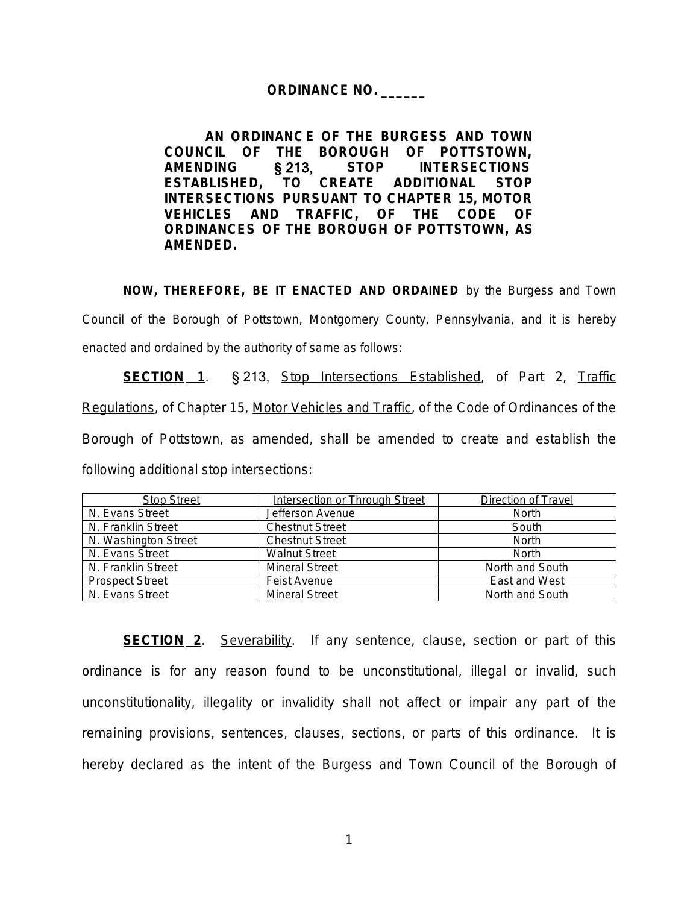**ORDINANCE NO. ______**

**AN ORDINANCE OF THE BURGESS AND TOWN COUNCIL OF THE BOROUGH OF POTTSTOWN, AMENDING §213, STOP INTERSECTIONS ESTABLISHED, TO CREATE ADDITIONAL STOP INTERSECTIONS PURSUANT TO CHAPTER 15, MOTOR VEHICLES AND TRAFFIC, OF THE CODE OF ORDINANCES OF THE BOROUGH OF POTTSTOWN, AS AMENDED.**

**NOW, THEREFORE, BE IT ENACTED AND ORDAINED** by the Burgess and Town Council of the Borough of Pottstown, Montgomery County, Pennsylvania, and it is hereby enacted and ordained by the authority of same as follows:

**SECTION 1**. §213, Stop Intersections Established, of Part 2, Traffic Regulations, of Chapter 15, Motor Vehicles and Traffic, of the Code of Ordinances of the Borough of Pottstown, as amended, shall be amended to create and establish the following additional stop intersections:

| Stop Street | Intersection or Through Street | Direction of Travel |
|---|---|---|
| N. Evans Street | Jefferson Avenue | North |
| N. Franklin Street | Chestnut Street | South |
| N. Washington Street | Chestnut Street | North |
| N. Evans Street | Walnut Street | North |
| N. Franklin Street | Mineral Street | North and South |
| Prospect Street | Feist Avenue | East and West |
| N. Evans Street | Mineral Street | North and South |

**SECTION 2**. Severability. If any sentence, clause, section or part of this ordinance is for any reason found to be unconstitutional, illegal or invalid, such unconstitutionality, illegality or invalidity shall not affect or impair any part of the remaining provisions, sentences, clauses, sections, or parts of this ordinance. It is hereby declared as the intent of the Burgess and Town Council of the Borough of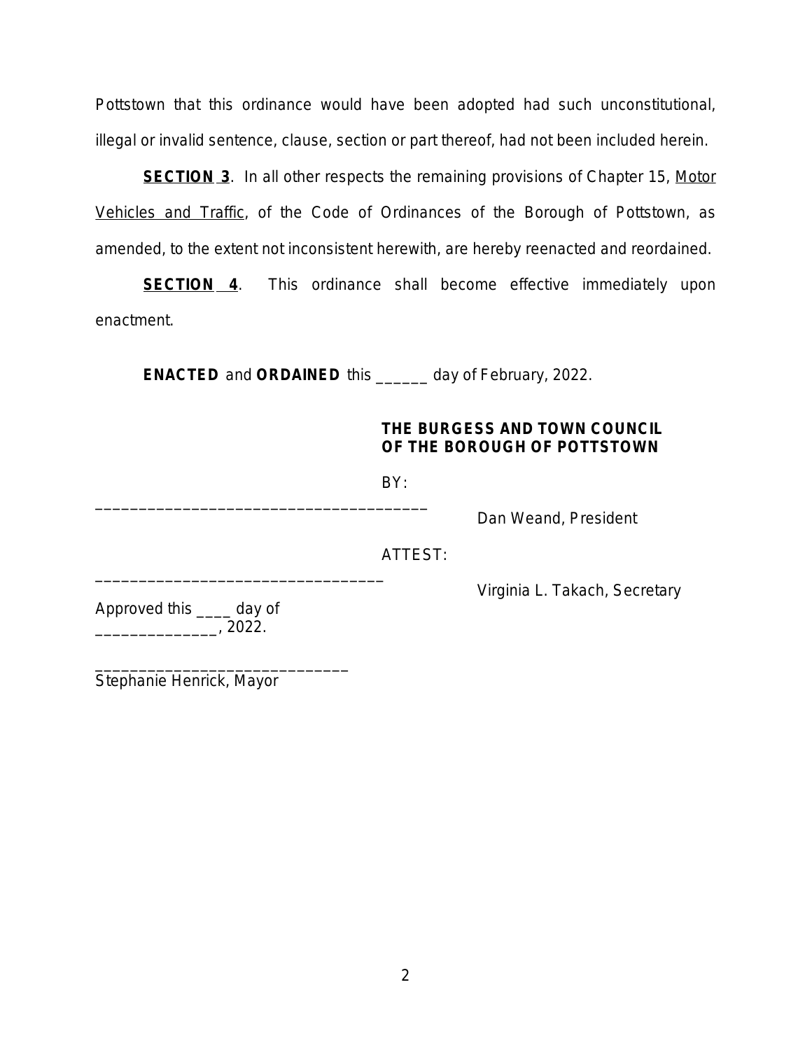Pottstown that this ordinance would have been adopted had such unconstitutional, illegal or invalid sentence, clause, section or part thereof, had not been included herein.

**SECTION 3**. In all other respects the remaining provisions of Chapter 15, Motor Vehicles and Traffic, of the Code of Ordinances of the Borough of Pottstown, as amended, to the extent not inconsistent herewith, are hereby reenacted and reordained.

**SECTION 4**. This ordinance shall become effective immediately upon enactment.

**ENACTED** and **ORDAINED** this ______ day of February, 2022.

**THE BURGESS AND TOWN COUNCIL OF THE BOROUGH OF POTTSTOWN**

BY:

______________________________________
Dan Weand, President

ATTEST:

________________________________
Virginia L. Takach, Secretary

Approved this ____ day of
______________, 2022.

______________________________
Stephanie Henrick, Mayor